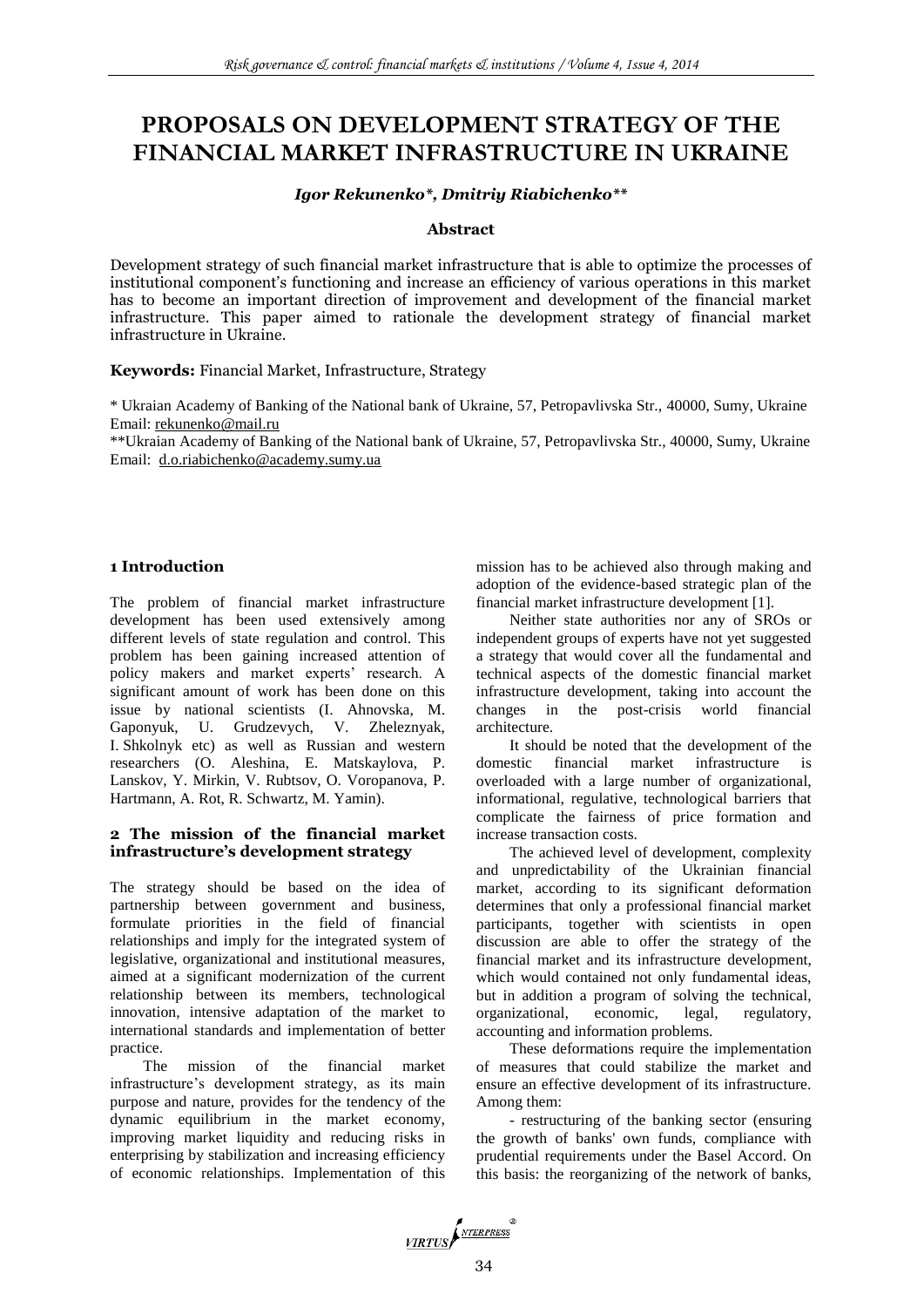# PROPOSALS ON DEVELOPMENT STRATEGY OF THE FINANCIAL MARKET INFRASTRUCTURE IN UKRAINE

***Igor Rekunenko\*, Dmitriy Riabichenko\*\****

**Abstract**

Development strategy of such financial market infrastructure that is able to optimize the processes of institutional component's functioning and increase an efficiency of various operations in this market has to become an important direction of improvement and development of the financial market infrastructure. This paper aimed to rationale the development strategy of financial market infrastructure in Ukraine.

**Keywords:** Financial Market, Infrastructure, Strategy

\* Ukraian Academy of Banking of the National bank of Ukraine, 57, Petropavlivska Str., 40000, Sumy, Ukraine
Email: rekunenko@mail.ru

\*\*Ukraian Academy of Banking of the National bank of Ukraine, 57, Petropavlivska Str., 40000, Sumy, Ukraine
Email: d.o.riabichenko@academy.sumy.ua

## 1 Introduction

The problem of financial market infrastructure development has been used extensively among different levels of state regulation and control. This problem has been gaining increased attention of policy makers and market experts' research. A significant amount of work has been done on this issue by national scientists (I. Ahnovska, M. Gaponyuk, U. Grudzevych, V. Zheleznyak, I. Shkolnyk etc) as well as Russian and western researchers (O. Aleshina, E. Matskaylova, P. Lanskov, Y. Mirkin, V. Rubtsov, O. Voropanova, P. Hartmann, A. Rot, R. Schwartz, M. Yamin).

## 2 The mission of the financial market infrastructure's development strategy

The strategy should be based on the idea of partnership between government and business, formulate priorities in the field of financial relationships and imply for the integrated system of legislative, organizational and institutional measures, aimed at a significant modernization of the current relationship between its members, technological innovation, intensive adaptation of the market to international standards and implementation of better practice.

The mission of the financial market infrastructure's development strategy, as its main purpose and nature, provides for the tendency of the dynamic equilibrium in the market economy, improving market liquidity and reducing risks in enterprising by stabilization and increasing efficiency of economic relationships. Implementation of this mission has to be achieved also through making and adoption of the evidence-based strategic plan of the financial market infrastructure development [1].

Neither state authorities nor any of SROs or independent groups of experts have not yet suggested a strategy that would cover all the fundamental and technical aspects of the domestic financial market infrastructure development, taking into account the changes in the post-crisis world financial architecture.

It should be noted that the development of the domestic financial market infrastructure is overloaded with a large number of organizational, informational, regulative, technological barriers that complicate the fairness of price formation and increase transaction costs.

The achieved level of development, complexity and unpredictability of the Ukrainian financial market, according to its significant deformation determines that only a professional financial market participants, together with scientists in open discussion are able to offer the strategy of the financial market and its infrastructure development, which would contained not only fundamental ideas, but in addition a program of solving the technical, organizational, economic, legal, regulatory, accounting and information problems.

These deformations require the implementation of measures that could stabilize the market and ensure an effective development of its infrastructure. Among them:

- restructuring of the banking sector (ensuring the growth of banks' own funds, compliance with prudential requirements under the Basel Accord. On this basis: the reorganizing of the network of banks,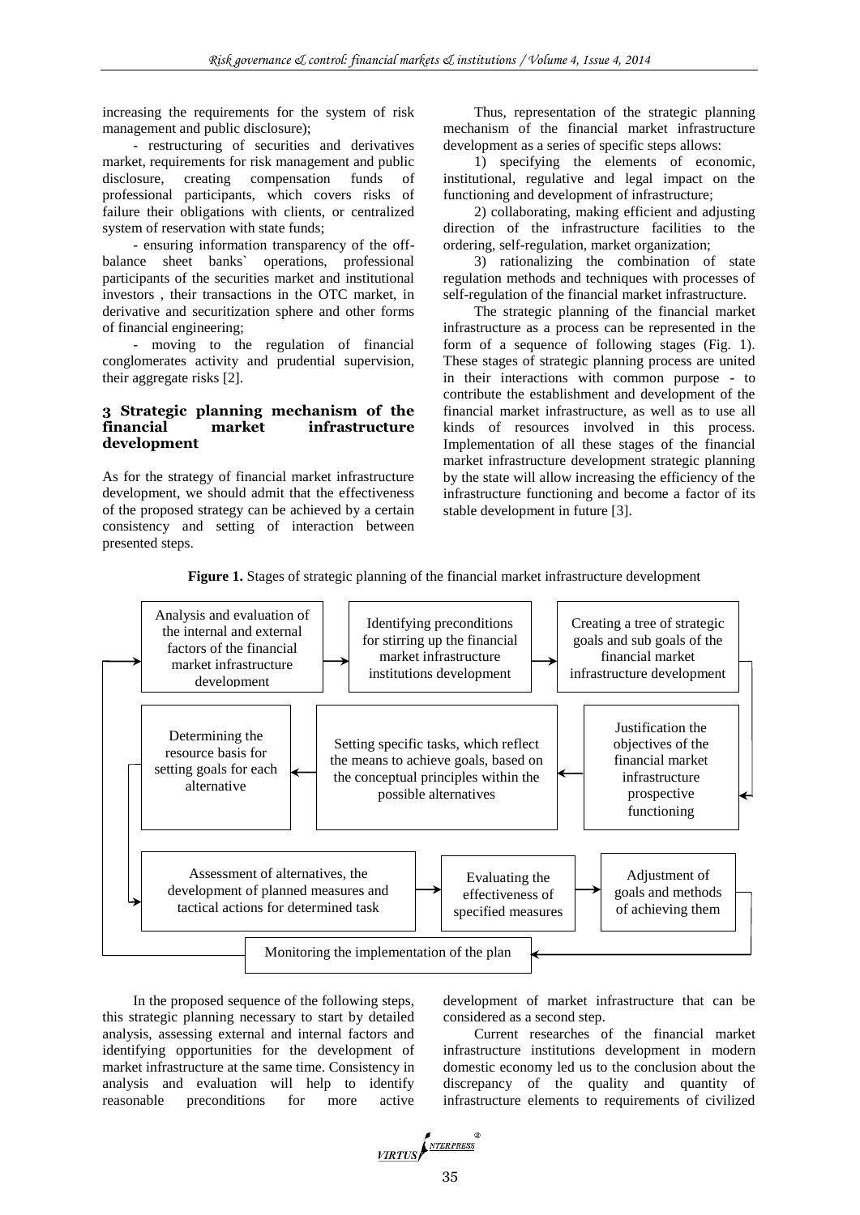increasing the requirements for the system of risk management and public disclosure);

- restructuring of securities and derivatives market, requirements for risk management and public disclosure, creating compensation funds of professional participants, which covers risks of failure their obligations with clients, or centralized system of reservation with state funds;

- ensuring information transparency of the off-balance sheet banks` operations, professional participants of the securities market and institutional investors , their transactions in the OTC market, in derivative and securitization sphere and other forms of financial engineering;

- moving to the regulation of financial conglomerates activity and prudential supervision, their aggregate risks [2].

## 3 Strategic planning mechanism of the financial market infrastructure development

As for the strategy of financial market infrastructure development, we should admit that the effectiveness of the proposed strategy can be achieved by a certain consistency and setting of interaction between presented steps.

Thus, representation of the strategic planning mechanism of the financial market infrastructure development as a series of specific steps allows:

1) specifying the elements of economic, institutional, regulative and legal impact on the functioning and development of infrastructure;

2) collaborating, making efficient and adjusting direction of the infrastructure facilities to the ordering, self-regulation, market organization;

3) rationalizing the combination of state regulation methods and techniques with processes of self-regulation of the financial market infrastructure.

The strategic planning of the financial market infrastructure as a process can be represented in the form of a sequence of following stages (Fig. 1). These stages of strategic planning process are united in their interactions with common purpose - to contribute the establishment and development of the financial market infrastructure, as well as to use all kinds of resources involved in this process. Implementation of all these stages of the financial market infrastructure development strategic planning by the state will allow increasing the efficiency of the infrastructure functioning and become a factor of its stable development in future [3].

**Figure 1.** Stages of strategic planning of the financial market infrastructure development

Analysis and evaluation of the internal and external factors of the financial market infrastructure development → Identifying preconditions for stirring up the financial market infrastructure institutions development → Creating a tree of strategic goals and sub goals of the financial market infrastructure development → Justification the objectives of the financial market infrastructure prospective functioning → Setting specific tasks, which reflect the means to achieve goals, based on the conceptual principles within the possible alternatives → Determining the resource basis for setting goals for each alternative → Assessment of alternatives, the development of planned measures and tactical actions for determined task → Evaluating the effectiveness of specified measures → Adjustment of goals and methods of achieving them → Monitoring the implementation of the plan → (back to) Analysis and evaluation of the internal and external factors of the financial market infrastructure development

In the proposed sequence of the following steps, this strategic planning necessary to start by detailed analysis, assessing external and internal factors and identifying opportunities for the development of market infrastructure at the same time. Consistency in analysis and evaluation will help to identify reasonable preconditions for more active development of market infrastructure that can be considered as a second step.

Current researches of the financial market infrastructure institutions development in modern domestic economy led us to the conclusion about the discrepancy of the quality and quantity of infrastructure elements to requirements of civilized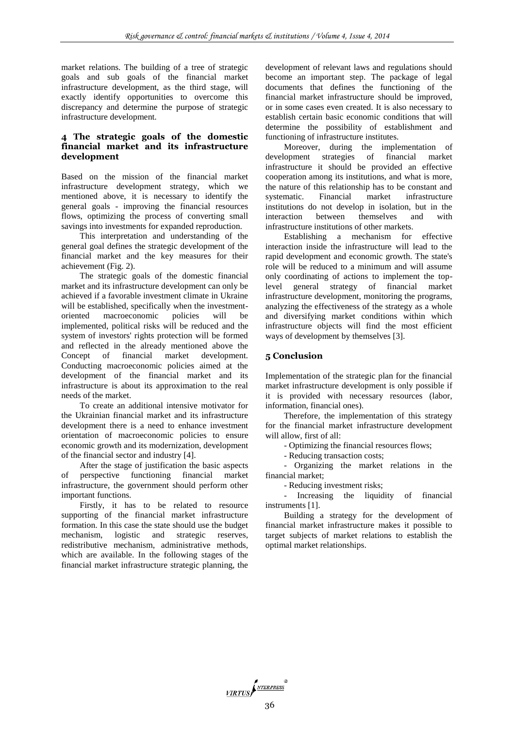market relations. The building of a tree of strategic goals and sub goals of the financial market infrastructure development, as the third stage, will exactly identify opportunities to overcome this discrepancy and determine the purpose of strategic infrastructure development.

## 4 The strategic goals of the domestic financial market and its infrastructure development

Based on the mission of the financial market infrastructure development strategy, which we mentioned above, it is necessary to identify the general goals - improving the financial resources flows, optimizing the process of converting small savings into investments for expanded reproduction.

This interpretation and understanding of the general goal defines the strategic development of the financial market and the key measures for their achievement (Fig. 2).

The strategic goals of the domestic financial market and its infrastructure development can only be achieved if a favorable investment climate in Ukraine will be established, specifically when the investment-oriented macroeconomic policies will be implemented, political risks will be reduced and the system of investors' rights protection will be formed and reflected in the already mentioned above the Concept of financial market development. Conducting macroeconomic policies aimed at the development of the financial market and its infrastructure is about its approximation to the real needs of the market.

To create an additional intensive motivator for the Ukrainian financial market and its infrastructure development there is a need to enhance investment orientation of macroeconomic policies to ensure economic growth and its modernization, development of the financial sector and industry [4].

After the stage of justification the basic aspects of perspective functioning financial market infrastructure, the government should perform other important functions.

Firstly, it has to be related to resource supporting of the financial market infrastructure formation. In this case the state should use the budget mechanism, logistic and strategic reserves, redistributive mechanism, administrative methods, which are available. In the following stages of the financial market infrastructure strategic planning, the development of relevant laws and regulations should become an important step. The package of legal documents that defines the functioning of the financial market infrastructure should be improved, or in some cases even created. It is also necessary to establish certain basic economic conditions that will determine the possibility of establishment and functioning of infrastructure institutes.

Moreover, during the implementation of development strategies of financial market infrastructure it should be provided an effective cooperation among its institutions, and what is more, the nature of this relationship has to be constant and systematic. Financial market infrastructure institutions do not develop in isolation, but in the interaction between themselves and with infrastructure institutions of other markets.

Establishing a mechanism for effective interaction inside the infrastructure will lead to the rapid development and economic growth. The state's role will be reduced to a minimum and will assume only coordinating of actions to implement the top-level general strategy of financial market infrastructure development, monitoring the programs, analyzing the effectiveness of the strategy as a whole and diversifying market conditions within which infrastructure objects will find the most efficient ways of development by themselves [3].

## 5 Conclusion

Implementation of the strategic plan for the financial market infrastructure development is only possible if it is provided with necessary resources (labor, information, financial ones).

Therefore, the implementation of this strategy for the financial market infrastructure development will allow, first of all:

- Optimizing the financial resources flows;
- Reducing transaction costs;
- Organizing the market relations in the financial market;
- Reducing investment risks;
- Increasing the liquidity of financial instruments [1].

Building a strategy for the development of financial market infrastructure makes it possible to target subjects of market relations to establish the optimal market relationships.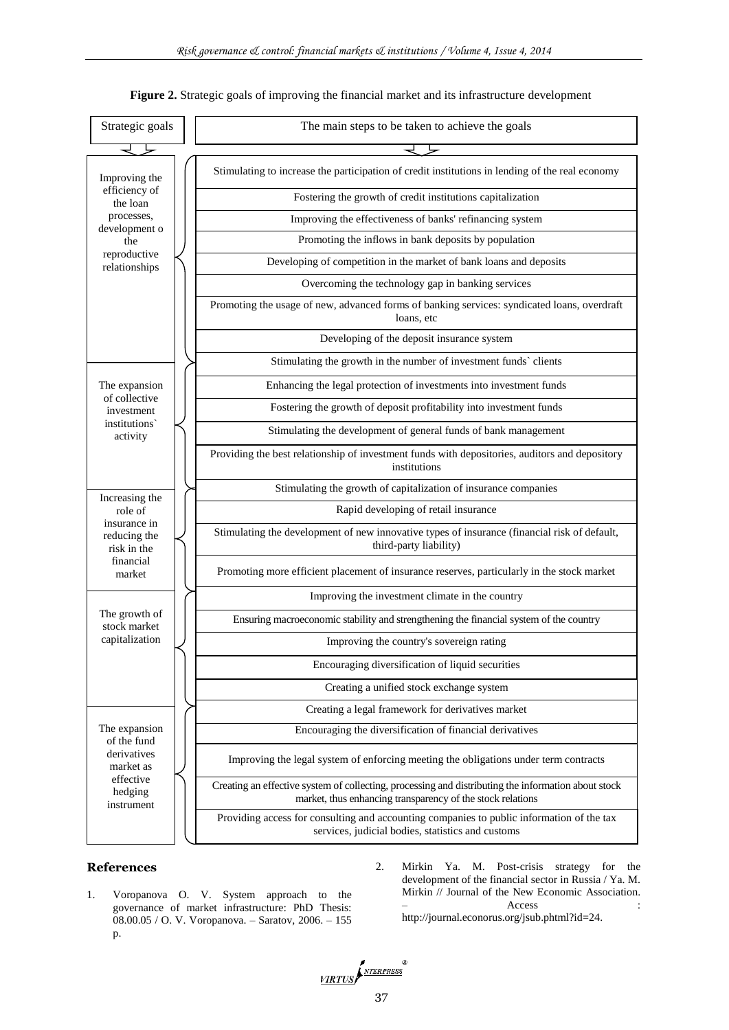**Figure 2.** Strategic goals of improving the financial market and its infrastructure development

| Strategic goals | The main steps to be taken to achieve the goals |
| --- | --- |
| Improving the efficiency of the loan processes, development o the reproductive relationships | Stimulating to increase the participation of credit institutions in lending of the real economy |
| | Fostering the growth of credit institutions capitalization |
| | Improving the effectiveness of banks' refinancing system |
| | Promoting the inflows in bank deposits by population |
| | Developing of competition in the market of bank loans and deposits |
| | Overcoming the technology gap in banking services |
| | Promoting the usage of new, advanced forms of banking services: syndicated loans, overdraft loans, etc |
| | Developing of the deposit insurance system |
| The expansion of collective investment institutions` activity | Stimulating the growth in the number of investment funds` clients |
| | Enhancing the legal protection of investments into investment funds |
| | Fostering the growth of deposit profitability into investment funds |
| | Stimulating the development of general funds of bank management |
| | Providing the best relationship of investment funds with depositories, auditors and depository institutions |
| Increasing the role of insurance in reducing the risk in the financial market | Stimulating the growth of capitalization of insurance companies |
| | Rapid developing of retail insurance |
| | Stimulating the development of new innovative types of insurance (financial risk of default, third-party liability) |
| | Promoting more efficient placement of insurance reserves, particularly in the stock market |
| The growth of stock market capitalization | Improving the investment climate in the country |
| | Ensuring macroeconomic stability and strengthening the financial system of the country |
| | Improving the country's sovereign rating |
| | Encouraging diversification of liquid securities |
| | Creating a unified stock exchange system |
| The expansion of the fund derivatives market as effective hedging instrument | Creating a legal framework for derivatives market |
| | Encouraging the diversification of financial derivatives |
| | Improving the legal system of enforcing meeting the obligations under term contracts |
| | Creating an effective system of collecting, processing and distributing the information about stock market, thus enhancing transparency of the stock relations |
| | Providing access for consulting and accounting companies to public information of the tax services, judicial bodies, statistics and customs |

## References

1. Voropanova O. V. System approach to the governance of market infrastructure: PhD Thesis: 08.00.05 / O. V. Voropanova. – Saratov, 2006. – 155 p.
2. Mirkin Ya. M. Post-crisis strategy for the development of the financial sector in Russia / Ya. M. Mirkin // Journal of the New Economic Association. – Access : http://journal.econorus.org/jsub.phtml?id=24.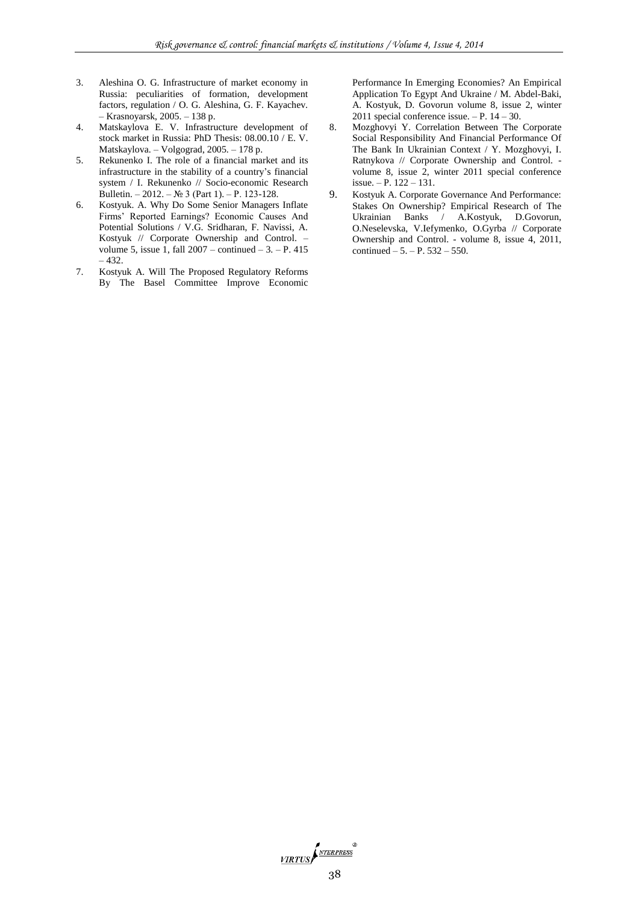3. Aleshina O. G. Infrastructure of market economy in Russia: peculiarities of formation, development factors, regulation / O. G. Aleshina, G. F. Kayachev. – Krasnoyarsk, 2005. – 138 p.
4. Matskaylova E. V. Infrastructure development of stock market in Russia: PhD Thesis: 08.00.10 / E. V. Matskaylova. – Volgograd, 2005. – 178 p.
5. Rekunenko I. The role of a financial market and its infrastructure in the stability of a country's financial system / I. Rekunenko // Socio-economic Research Bulletin. – 2012. – № 3 (Part 1). – P. 123-128.
6. Kostyuk. A. Why Do Some Senior Managers Inflate Firms' Reported Earnings? Economic Causes And Potential Solutions / V.G. Sridharan, F. Navissi, A. Kostyuk // Corporate Ownership and Control. – volume 5, issue 1, fall 2007 – continued – 3. – P. 415 – 432.
7. Kostyuk A. Will The Proposed Regulatory Reforms By The Basel Committee Improve Economic Performance In Emerging Economies? An Empirical Application To Egypt And Ukraine / M. Abdel-Baki, A. Kostyuk, D. Govorun volume 8, issue 2, winter 2011 special conference issue. – P. 14 – 30.
8. Mozghovyi Y. Correlation Between The Corporate Social Responsibility And Financial Performance Of The Bank In Ukrainian Context / Y. Mozghovyi, I. Ratnykova // Corporate Ownership and Control. - volume 8, issue 2, winter 2011 special conference issue. – P. 122 – 131.
9. Kostyuk A. Corporate Governance And Performance: Stakes On Ownership? Empirical Research of The Ukrainian Banks / A.Kostyuk, D.Govorun, O.Neselevska, V.Iefymenko, O.Gyrba // Corporate Ownership and Control. - volume 8, issue 4, 2011, continued – 5. – P. 532 – 550.